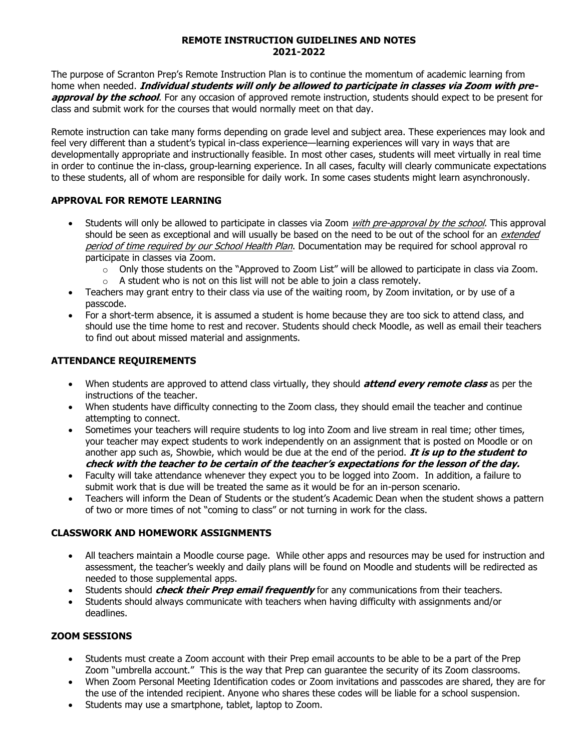# REMOTE INSTRUCTION GUIDELINES AND NOTES
# 2021-2022

The purpose of Scranton Prep's Remote Instruction Plan is to continue the momentum of academic learning from home when needed. ***Individual students will only be allowed to participate in classes via Zoom with pre-approval by the school***. For any occasion of approved remote instruction, students should expect to be present for class and submit work for the courses that would normally meet on that day.

Remote instruction can take many forms depending on grade level and subject area. These experiences may look and feel very different than a student's typical in-class experience—learning experiences will vary in ways that are developmentally appropriate and instructionally feasible. In most other cases, students will meet virtually in real time in order to continue the in-class, group-learning experience. In all cases, faculty will clearly communicate expectations to these students, all of whom are responsible for daily work. In some cases students might learn asynchronously.

## APPROVAL FOR REMOTE LEARNING

- Students will only be allowed to participate in classes via Zoom *with pre-approval by the school*. This approval should be seen as exceptional and will usually be based on the need to be out of the school for an *extended period of time required by our School Health Plan*. Documentation may be required for school approval ro participate in classes via Zoom.
  - Only those students on the "Approved to Zoom List" will be allowed to participate in class via Zoom.
  - A student who is not on this list will not be able to join a class remotely.
- Teachers may grant entry to their class via use of the waiting room, by Zoom invitation, or by use of a passcode.
- For a short-term absence, it is assumed a student is home because they are too sick to attend class, and should use the time home to rest and recover. Students should check Moodle, as well as email their teachers to find out about missed material and assignments.

## ATTENDANCE REQUIREMENTS

- When students are approved to attend class virtually, they should ***attend every remote class*** as per the instructions of the teacher.
- When students have difficulty connecting to the Zoom class, they should email the teacher and continue attempting to connect.
- Sometimes your teachers will require students to log into Zoom and live stream in real time; other times, your teacher may expect students to work independently on an assignment that is posted on Moodle or on another app such as, Showbie, which would be due at the end of the period. ***It is up to the student to check with the teacher to be certain of the teacher's expectations for the lesson of the day.***
- Faculty will take attendance whenever they expect you to be logged into Zoom. In addition, a failure to submit work that is due will be treated the same as it would be for an in-person scenario.
- Teachers will inform the Dean of Students or the student's Academic Dean when the student shows a pattern of two or more times of not "coming to class" or not turning in work for the class.

## CLASSWORK AND HOMEWORK ASSIGNMENTS

- All teachers maintain a Moodle course page. While other apps and resources may be used for instruction and assessment, the teacher's weekly and daily plans will be found on Moodle and students will be redirected as needed to those supplemental apps.
- Students should ***check their Prep email frequently*** for any communications from their teachers.
- Students should always communicate with teachers when having difficulty with assignments and/or deadlines.

## ZOOM SESSIONS

- Students must create a Zoom account with their Prep email accounts to be able to be a part of the Prep Zoom "umbrella account." This is the way that Prep can guarantee the security of its Zoom classrooms.
- When Zoom Personal Meeting Identification codes or Zoom invitations and passcodes are shared, they are for the use of the intended recipient. Anyone who shares these codes will be liable for a school suspension.
- Students may use a smartphone, tablet, laptop to Zoom.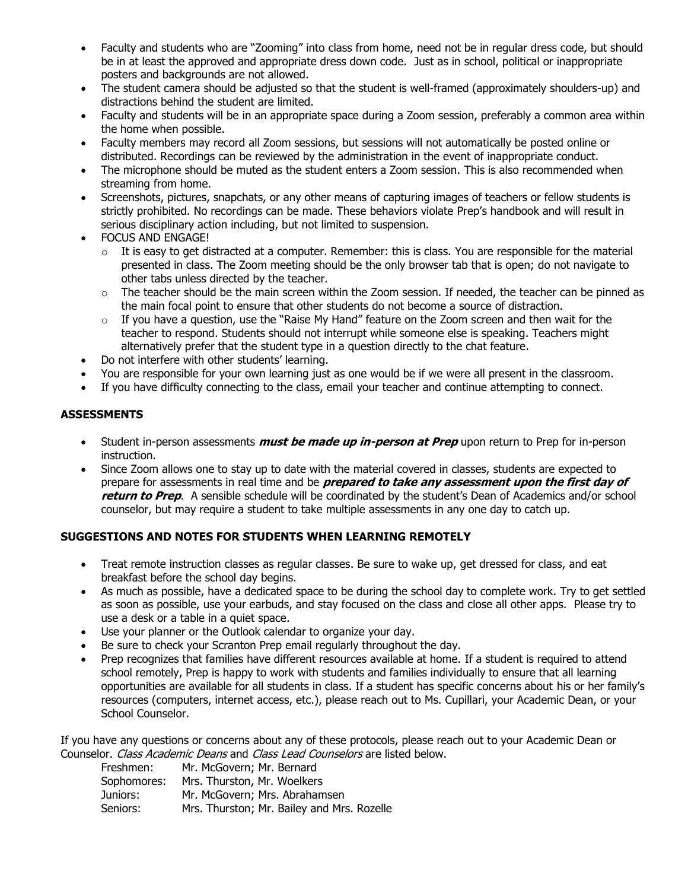- Faculty and students who are "Zooming" into class from home, need not be in regular dress code, but should be in at least the approved and appropriate dress down code. Just as in school, political or inappropriate posters and backgrounds are not allowed.
- The student camera should be adjusted so that the student is well-framed (approximately shoulders-up) and distractions behind the student are limited.
- Faculty and students will be in an appropriate space during a Zoom session, preferably a common area within the home when possible.
- Faculty members may record all Zoom sessions, but sessions will not automatically be posted online or distributed. Recordings can be reviewed by the administration in the event of inappropriate conduct.
- The microphone should be muted as the student enters a Zoom session. This is also recommended when streaming from home.
- Screenshots, pictures, snapchats, or any other means of capturing images of teachers or fellow students is strictly prohibited. No recordings can be made. These behaviors violate Prep's handbook and will result in serious disciplinary action including, but not limited to suspension.
- FOCUS AND ENGAGE!
  - It is easy to get distracted at a computer. Remember: this is class. You are responsible for the material presented in class. The Zoom meeting should be the only browser tab that is open; do not navigate to other tabs unless directed by the teacher.
  - The teacher should be the main screen within the Zoom session. If needed, the teacher can be pinned as the main focal point to ensure that other students do not become a source of distraction.
  - If you have a question, use the "Raise My Hand" feature on the Zoom screen and then wait for the teacher to respond. Students should not interrupt while someone else is speaking. Teachers might alternatively prefer that the student type in a question directly to the chat feature.
- Do not interfere with other students' learning.
- You are responsible for your own learning just as one would be if we were all present in the classroom.
- If you have difficulty connecting to the class, email your teacher and continue attempting to connect.

**ASSESSMENTS**

- Student in-person assessments ***must be made up in-person at Prep*** upon return to Prep for in-person instruction.
- Since Zoom allows one to stay up to date with the material covered in classes, students are expected to prepare for assessments in real time and be ***prepared to take any assessment upon the first day of return to Prep***. A sensible schedule will be coordinated by the student's Dean of Academics and/or school counselor, but may require a student to take multiple assessments in any one day to catch up.

**SUGGESTIONS AND NOTES FOR STUDENTS WHEN LEARNING REMOTELY**

- Treat remote instruction classes as regular classes. Be sure to wake up, get dressed for class, and eat breakfast before the school day begins.
- As much as possible, have a dedicated space to be during the school day to complete work. Try to get settled as soon as possible, use your earbuds, and stay focused on the class and close all other apps. Please try to use a desk or a table in a quiet space.
- Use your planner or the Outlook calendar to organize your day.
- Be sure to check your Scranton Prep email regularly throughout the day.
- Prep recognizes that families have different resources available at home. If a student is required to attend school remotely, Prep is happy to work with students and families individually to ensure that all learning opportunities are available for all students in class. If a student has specific concerns about his or her family's resources (computers, internet access, etc.), please reach out to Ms. Cupillari, your Academic Dean, or your School Counselor.

If you have any questions or concerns about any of these protocols, please reach out to your Academic Dean or Counselor. *Class Academic Deans* and *Class Lead Counselors* are listed below.

| | |
|---|---|
| Freshmen: | Mr. McGovern; Mr. Bernard |
| Sophomores: | Mrs. Thurston, Mr. Woelkers |
| Juniors: | Mr. McGovern; Mrs. Abrahamsen |
| Seniors: | Mrs. Thurston; Mr. Bailey and Mrs. Rozelle |